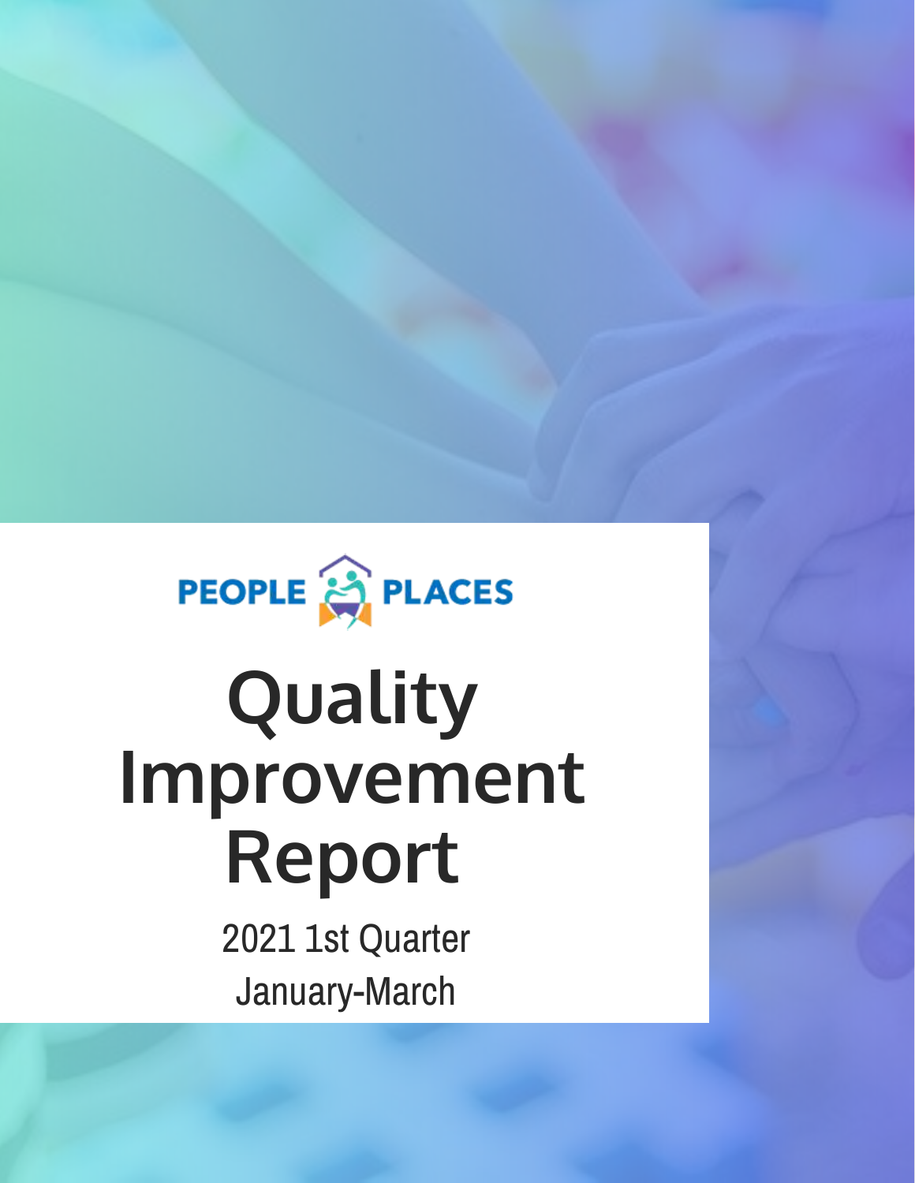PEOPLE PLACES

# Quality Improvement Report

2021 1st Quarter

January-March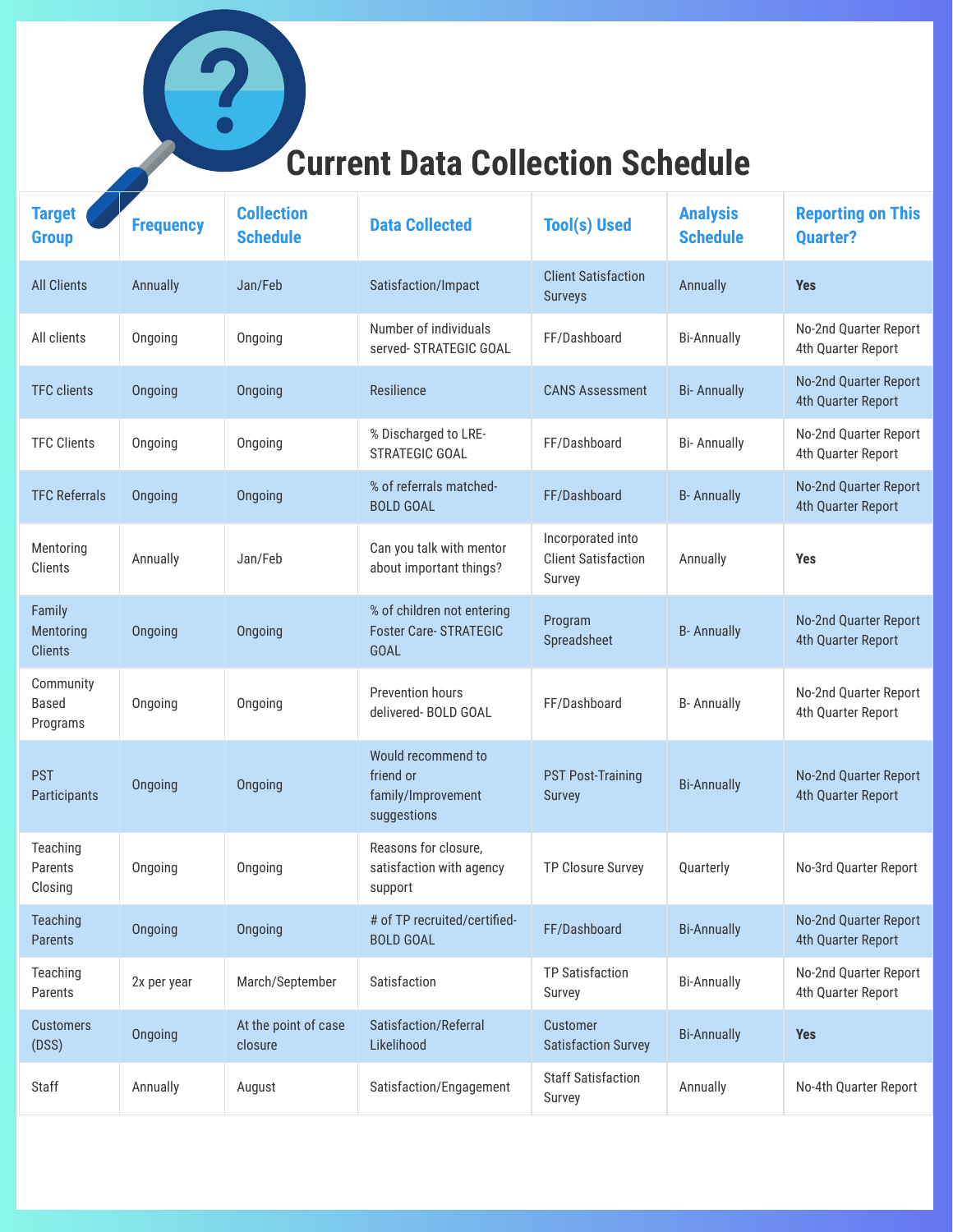# Current Data Collection Schedule

| Target Group | Frequency | Collection Schedule | Data Collected | Tool(s) Used | Analysis Schedule | Reporting on This Quarter? |
|---|---|---|---|---|---|---|
| All Clients | Annually | Jan/Feb | Satisfaction/Impact | Client Satisfaction Surveys | Annually | **Yes** |
| All clients | Ongoing | Ongoing | Number of individuals served- STRATEGIC GOAL | FF/Dashboard | Bi-Annually | No-2nd Quarter Report 4th Quarter Report |
| TFC clients | Ongoing | Ongoing | Resilience | CANS Assessment | Bi- Annually | No-2nd Quarter Report 4th Quarter Report |
| TFC Clients | Ongoing | Ongoing | % Discharged to LRE- STRATEGIC GOAL | FF/Dashboard | Bi- Annually | No-2nd Quarter Report 4th Quarter Report |
| TFC Referrals | Ongoing | Ongoing | % of referrals matched- BOLD GOAL | FF/Dashboard | B- Annually | No-2nd Quarter Report 4th Quarter Report |
| Mentoring Clients | Annually | Jan/Feb | Can you talk with mentor about important things? | Incorporated into Client Satisfaction Survey | Annually | **Yes** |
| Family Mentoring Clients | Ongoing | Ongoing | % of children not entering Foster Care- STRATEGIC GOAL | Program Spreadsheet | B- Annually | No-2nd Quarter Report 4th Quarter Report |
| Community Based Programs | Ongoing | Ongoing | Prevention hours delivered- BOLD GOAL | FF/Dashboard | B- Annually | No-2nd Quarter Report 4th Quarter Report |
| PST Participants | Ongoing | Ongoing | Would recommend to friend or family/Improvement suggestions | PST Post-Training Survey | Bi-Annually | No-2nd Quarter Report 4th Quarter Report |
| Teaching Parents Closing | Ongoing | Ongoing | Reasons for closure, satisfaction with agency support | TP Closure Survey | Quarterly | No-3rd Quarter Report |
| Teaching Parents | Ongoing | Ongoing | # of TP recruited/certified- BOLD GOAL | FF/Dashboard | Bi-Annually | No-2nd Quarter Report 4th Quarter Report |
| Teaching Parents | 2x per year | March/September | Satisfaction | TP Satisfaction Survey | Bi-Annually | No-2nd Quarter Report 4th Quarter Report |
| Customers (DSS) | Ongoing | At the point of case closure | Satisfaction/Referral Likelihood | Customer Satisfaction Survey | Bi-Annually | **Yes** |
| Staff | Annually | August | Satisfaction/Engagement | Staff Satisfaction Survey | Annually | No-4th Quarter Report |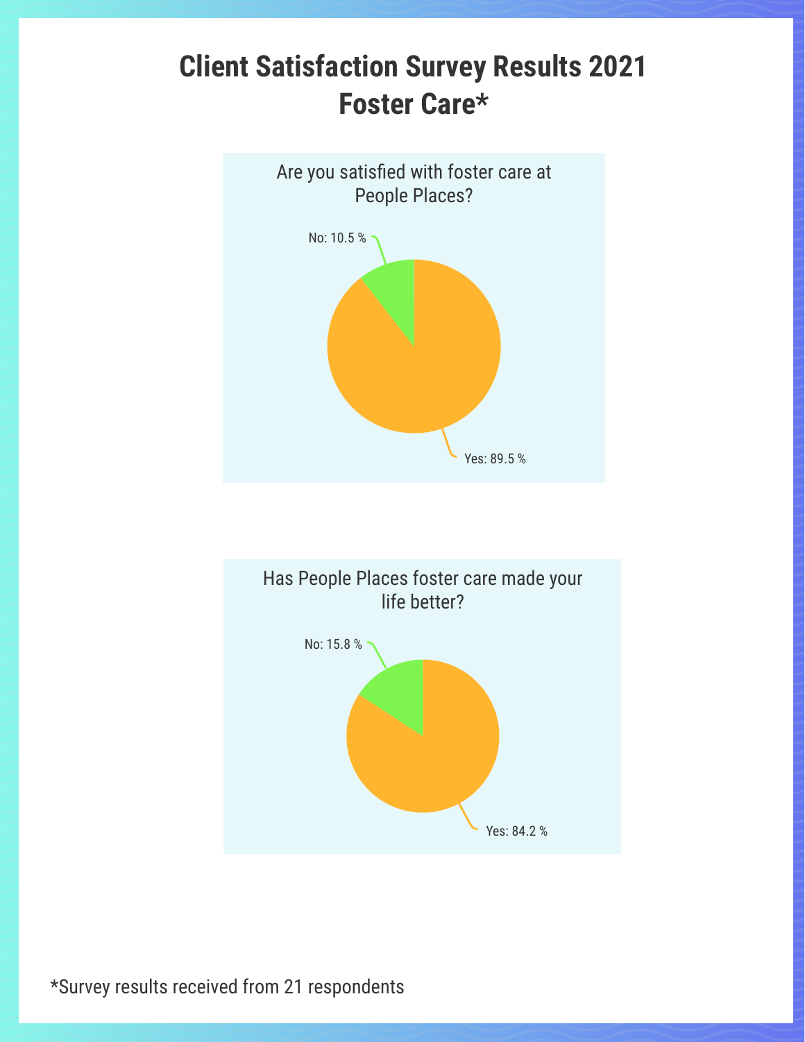# Client Satisfaction Survey Results 2021
# Foster Care*

Are you satisfied with foster care at People Places?

No: 10.5 %

Yes: 89.5 %

Has People Places foster care made your life better?

No: 15.8 %

Yes: 84.2 %

*Survey results received from 21 respondents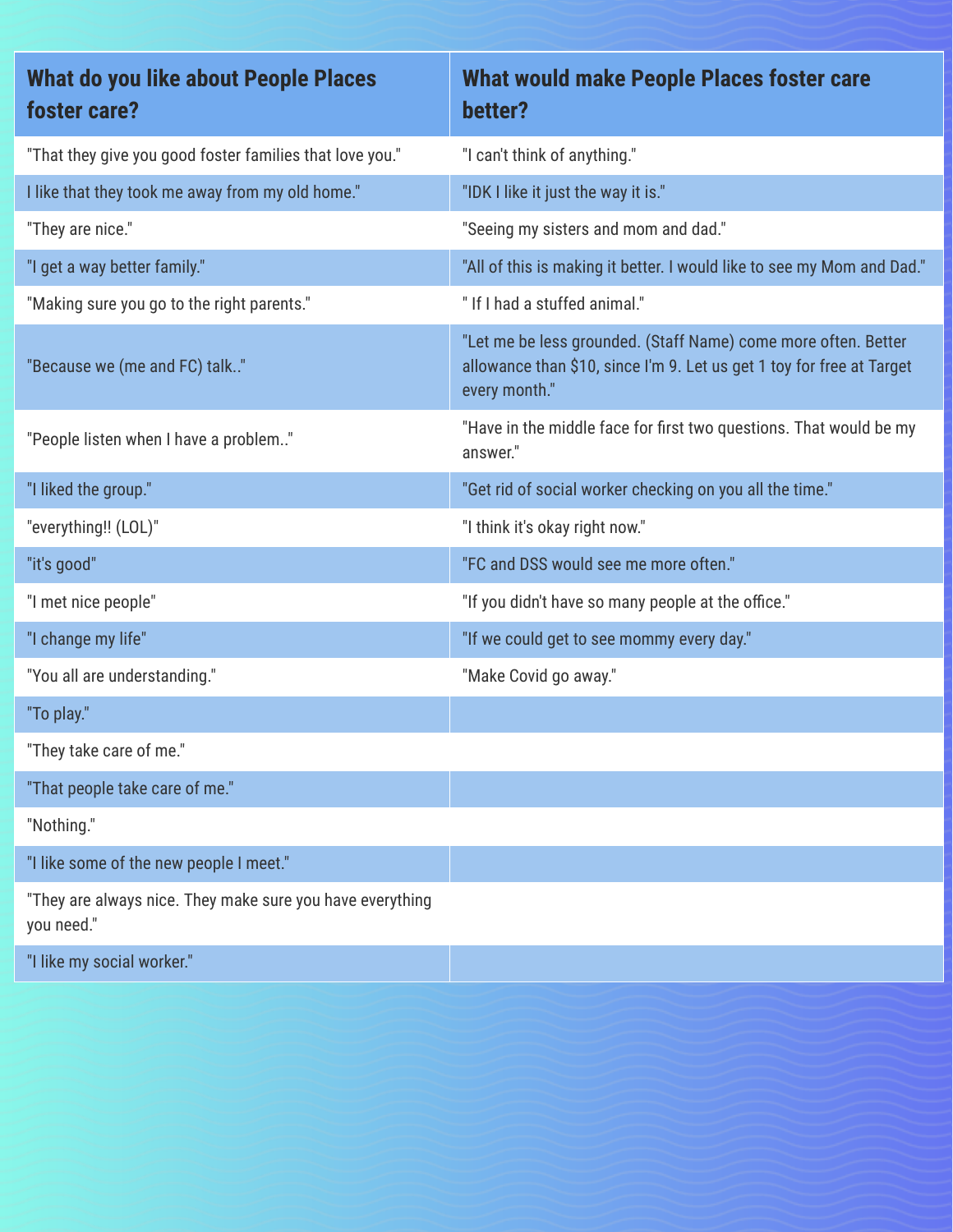| What do you like about People Places foster care? | What would make People Places foster care better? |
| --- | --- |
| "That they give you good foster families that love you." | "I can't think of anything." |
| I like that they took me away from my old home." | "IDK I like it just the way it is." |
| "They are nice." | "Seeing my sisters and mom and dad." |
| "I get a way better family." | "All of this is making it better. I would like to see my Mom and Dad." |
| "Making sure you go to the right parents." | " If I had a stuffed animal." |
| "Because we (me and FC) talk.." | "Let me be less grounded. (Staff Name) come more often. Better allowance than $10, since I'm 9. Let us get 1 toy for free at Target every month." |
| "People listen when I have a problem.." | "Have in the middle face for first two questions. That would be my answer." |
| "I liked the group." | "Get rid of social worker checking on you all the time." |
| "everything!! (LOL)" | "I think it's okay right now." |
| "it's good" | "FC and DSS would see me more often." |
| "I met nice people" | "If you didn't have so many people at the office." |
| "I change my life" | "If we could get to see mommy every day." |
| "You all are understanding." | "Make Covid go away." |
| "To play." | |
| "They take care of me." | |
| "That people take care of me." | |
| "Nothing." | |
| "I like some of the new people I meet." | |
| "They are always nice. They make sure you have everything you need." | |
| "I like my social worker." | |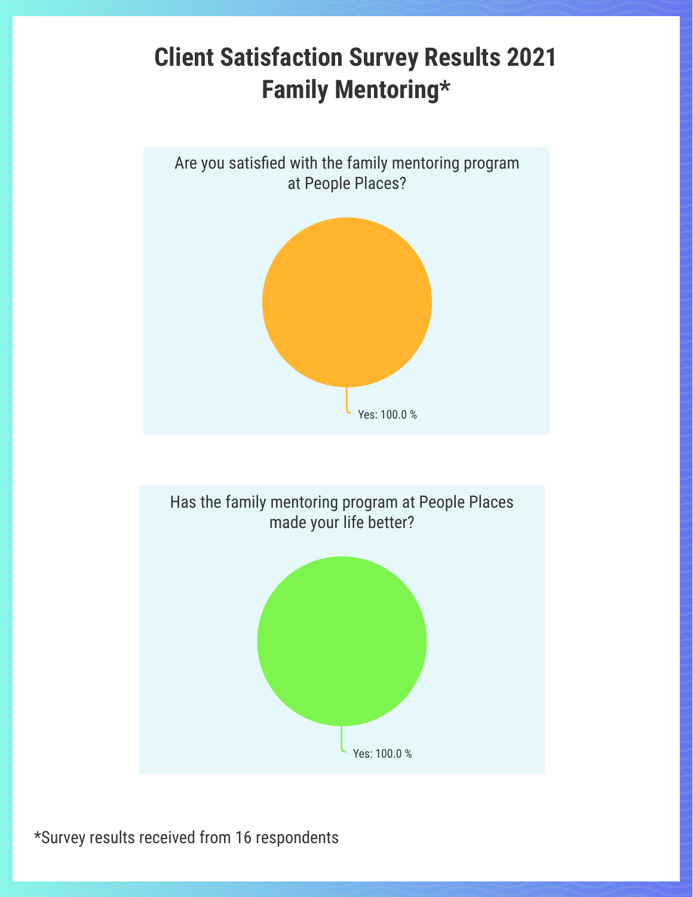# Client Satisfaction Survey Results 2021
# Family Mentoring*

Are you satisfied with the family mentoring program at People Places?

Yes: 100.0 %

Has the family mentoring program at People Places made your life better?

Yes: 100.0 %

*Survey results received from 16 respondents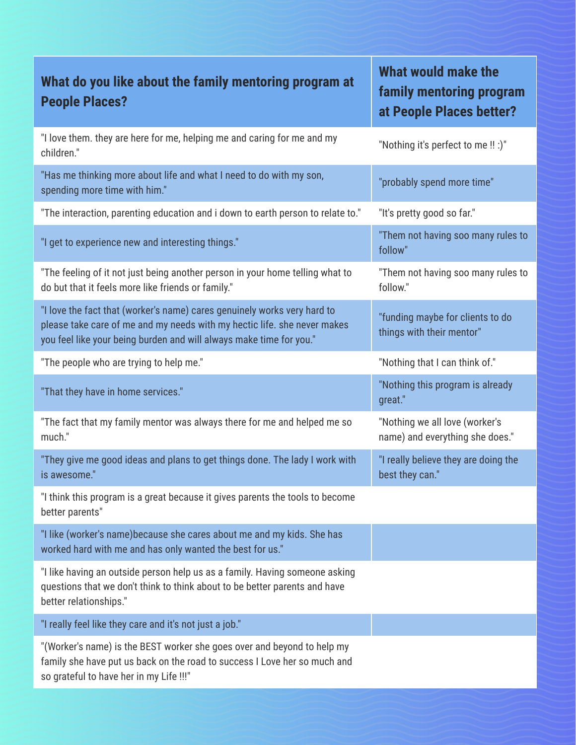| What do you like about the family mentoring program at People Places? | What would make the family mentoring program at People Places better? |
| --- | --- |
| "I love them. they are here for me, helping me and caring for me and my children." | "Nothing it's perfect to me !! :)" |
| "Has me thinking more about life and what I need to do with my son, spending more time with him." | "probably spend more time" |
| "The interaction, parenting education and i down to earth person to relate to." | "It's pretty good so far." |
| "I get to experience new and interesting things." | "Them not having soo many rules to follow" |
| "The feeling of it not just being another person in your home telling what to do but that it feels more like friends or family." | "Them not having soo many rules to follow." |
| "I love the fact that (worker's name) cares genuinely works very hard to please take care of me and my needs with my hectic life. she never makes you feel like your being burden and will always make time for you." | "funding maybe for clients to do things with their mentor" |
| "The people who are trying to help me." | "Nothing that I can think of." |
| "That they have in home services." | "Nothing this program is already great." |
| "The fact that my family mentor was always there for me and helped me so much." | "Nothing we all love (worker's name) and everything she does." |
| "They give me good ideas and plans to get things done. The lady I work with is awesome." | "I really believe they are doing the best they can." |
| "I think this program is a great because it gives parents the tools to become better parents" | |
| "I like (worker's name)because she cares about me and my kids. She has worked hard with me and has only wanted the best for us." | |
| "I like having an outside person help us as a family. Having someone asking questions that we don't think to think about to be better parents and have better relationships." | |
| "I really feel like they care and it's not just a job." | |
| "(Worker's name) is the BEST worker she goes over and beyond to help my family she have put us back on the road to success I Love her so much and so grateful to have her in my Life !!!" | |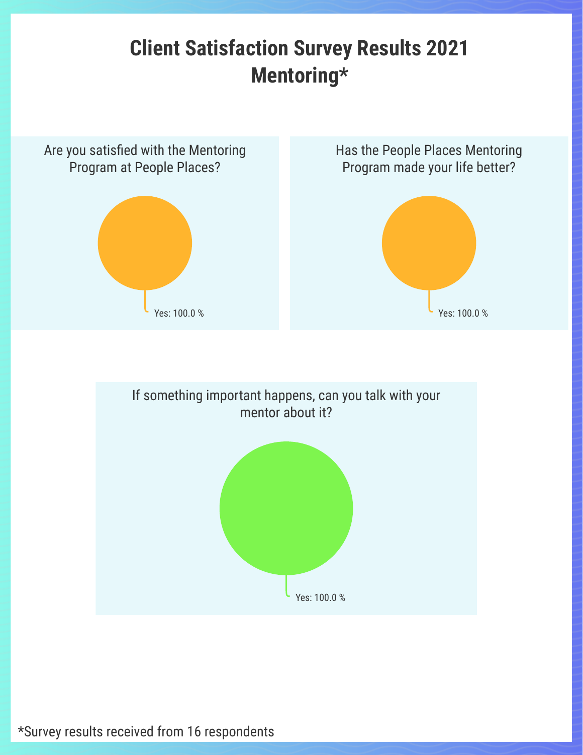# Client Satisfaction Survey Results 2021 Mentoring*

### Are you satisfied with the Mentoring Program at People Places?

Yes: 100.0 %

### Has the People Places Mentoring Program made your life better?

Yes: 100.0 %

### If something important happens, can you talk with your mentor about it?

Yes: 100.0 %

*Survey results received from 16 respondents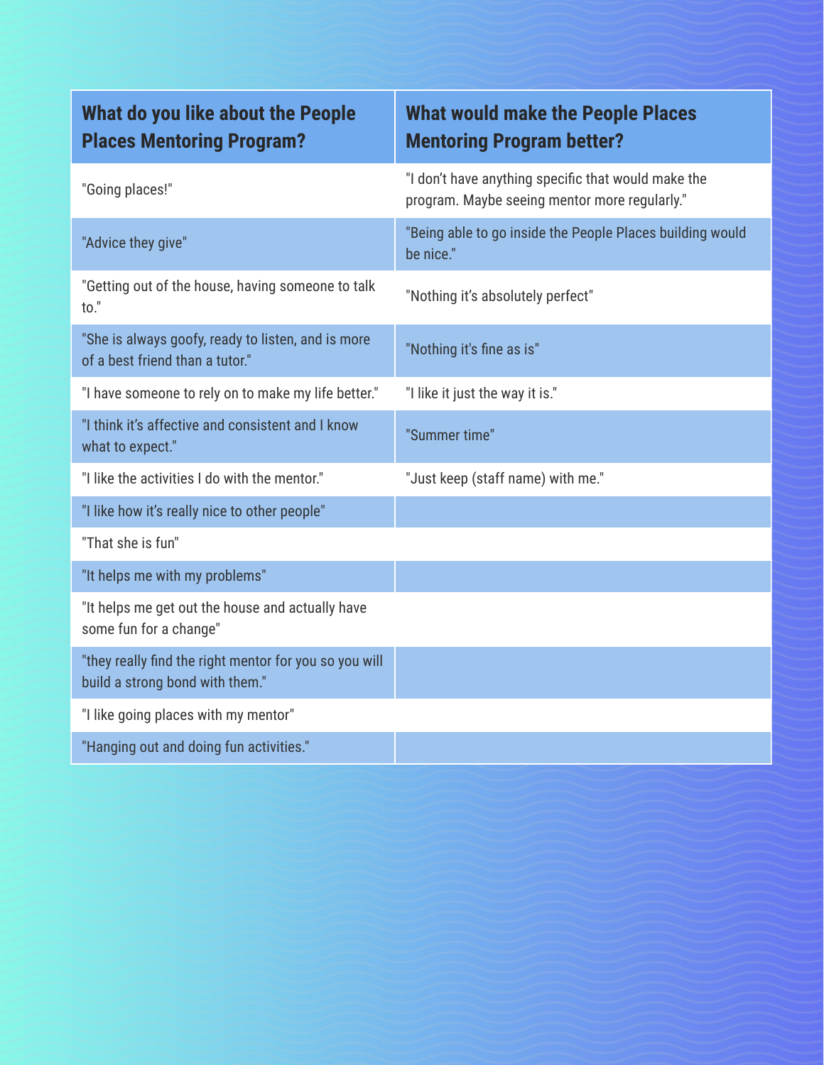| What do you like about the People Places Mentoring Program? | What would make the People Places Mentoring Program better? |
| --- | --- |
| "Going places!" | "I don't have anything specific that would make the program. Maybe seeing mentor more regularly." |
| "Advice they give" | "Being able to go inside the People Places building would be nice." |
| "Getting out of the house, having someone to talk to." | "Nothing it's absolutely perfect" |
| "She is always goofy, ready to listen, and is more of a best friend than a tutor." | "Nothing it's fine as is" |
| "I have someone to rely on to make my life better." | "I like it just the way it is." |
| "I think it's affective and consistent and I know what to expect." | "Summer time" |
| "I like the activities I do with the mentor." | "Just keep (staff name) with me." |
| "I like how it's really nice to other people" | |
| "That she is fun" | |
| "It helps me with my problems" | |
| "It helps me get out the house and actually have some fun for a change" | |
| "they really find the right mentor for you so you will build a strong bond with them." | |
| "I like going places with my mentor" | |
| "Hanging out and doing fun activities." | |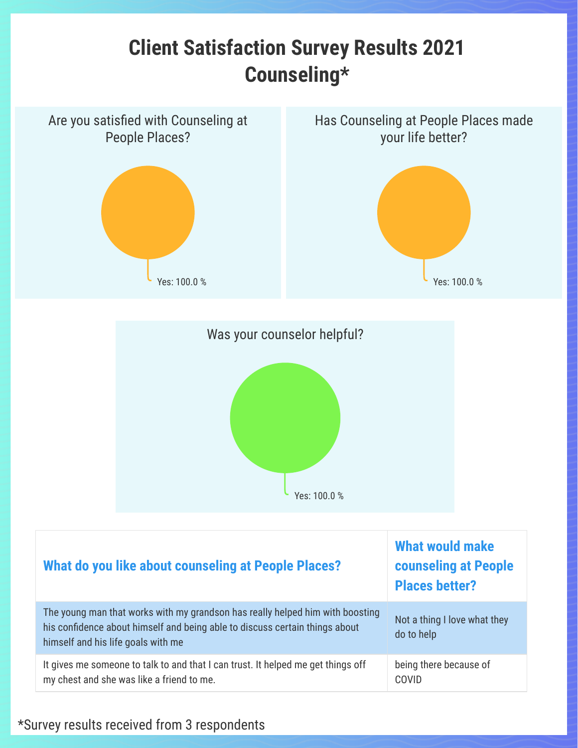# Client Satisfaction Survey Results 2021 Counseling*

### Are you satisfied with Counseling at People Places?

Yes: 100.0 %

### Has Counseling at People Places made your life better?

Yes: 100.0 %

### Was your counselor helpful?

Yes: 100.0 %

| What do you like about counseling at People Places? | What would make counseling at People Places better? |
| --- | --- |
| The young man that works with my grandson has really helped him with boosting his confidence about himself and being able to discuss certain things about himself and his life goals with me | Not a thing I love what they do to help |
| It gives me someone to talk to and that I can trust. It helped me get things off my chest and she was like a friend to me. | being there because of COVID |

*Survey results received from 3 respondents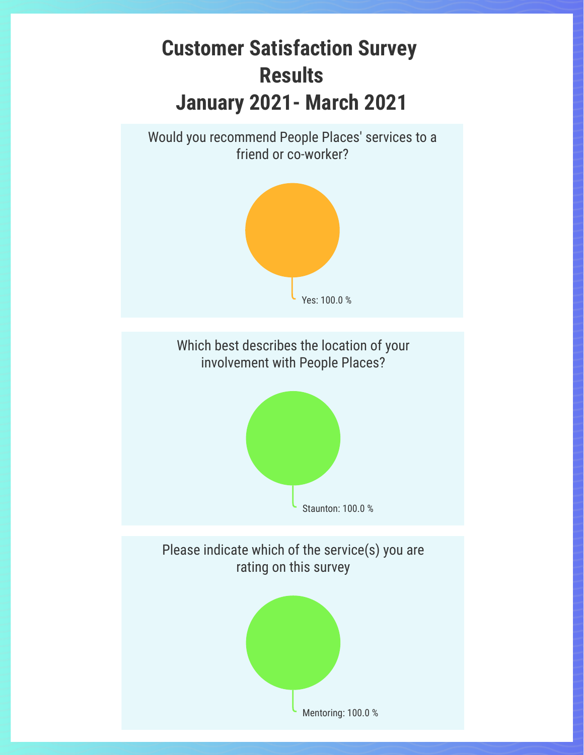# Customer Satisfaction Survey Results
# January 2021- March 2021

Would you recommend People Places' services to a friend or co-worker?

Yes: 100.0 %

Which best describes the location of your involvement with People Places?

Staunton: 100.0 %

Please indicate which of the service(s) you are rating on this survey

Mentoring: 100.0 %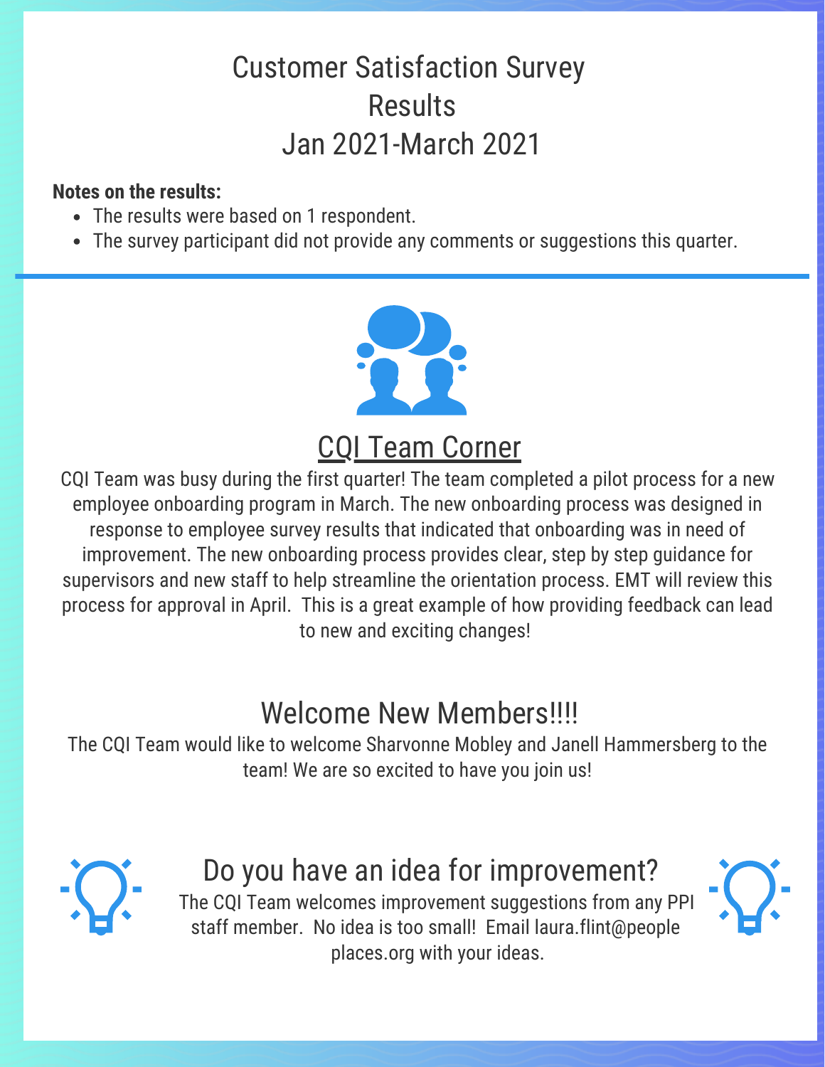# Customer Satisfaction Survey Results Jan 2021-March 2021

**Notes on the results:**

- The results were based on 1 respondent.
- The survey participant did not provide any comments or suggestions this quarter.

## CQI Team Corner

CQI Team was busy during the first quarter! The team completed a pilot process for a new employee onboarding program in March. The new onboarding process was designed in response to employee survey results that indicated that onboarding was in need of improvement. The new onboarding process provides clear, step by step guidance for supervisors and new staff to help streamline the orientation process. EMT will review this process for approval in April. This is a great example of how providing feedback can lead to new and exciting changes!

## Welcome New Members!!!!

The CQI Team would like to welcome Sharvonne Mobley and Janell Hammersberg to the team! We are so excited to have you join us!

## Do you have an idea for improvement?

The CQI Team welcomes improvement suggestions from any PPI staff member. No idea is too small! Email laura.flint@peopleplaces.org with your ideas.